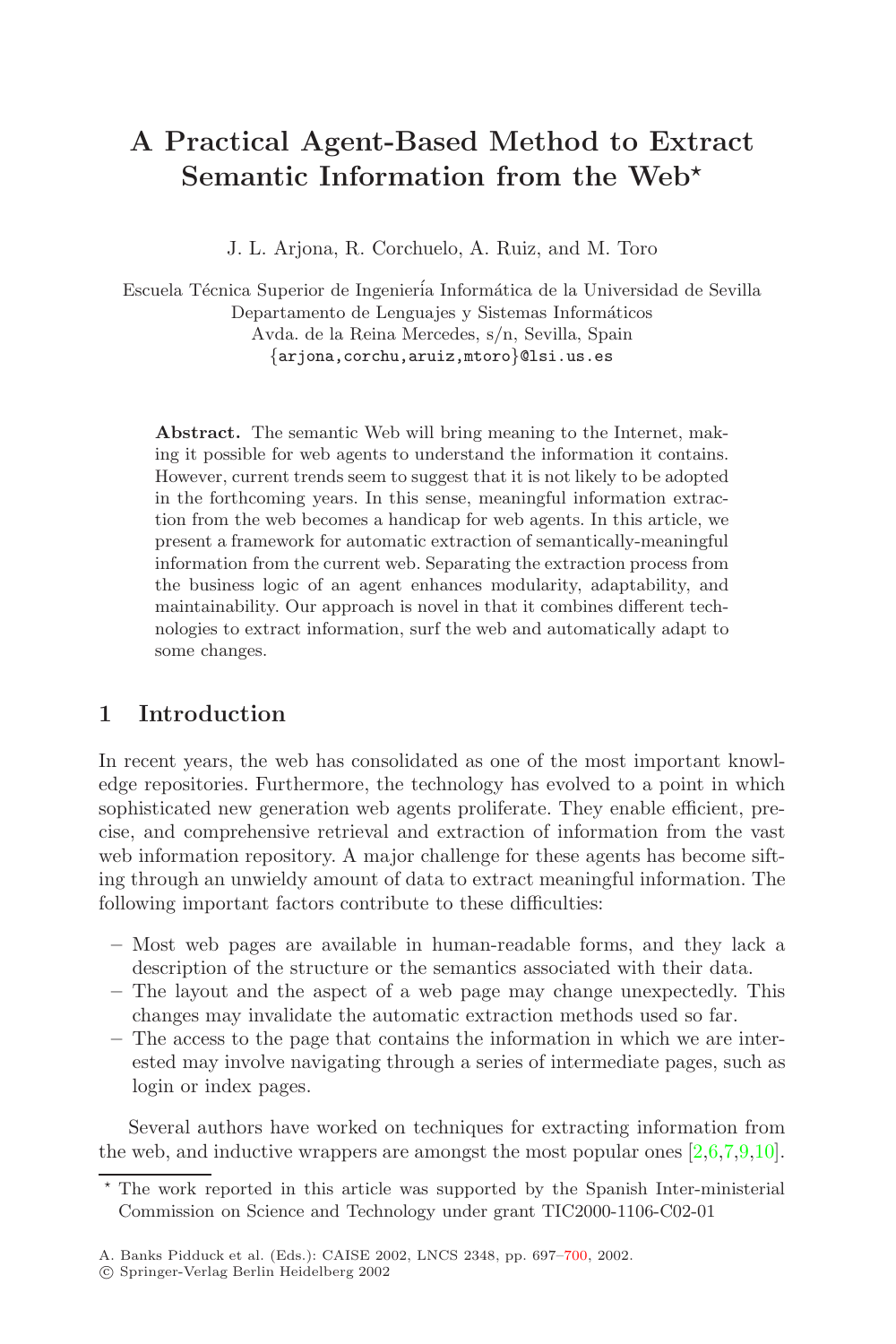# A Practical Agent-Based Method to Extract Semantic Information from the Web*

J. L. Arjona, R. Corchuelo, A. Ruiz, and M. Toro

Escuela Técnica Superior de Ingeniería Informática de la Universidad de Sevilla
Departamento de Lenguajes y Sistemas Informáticos
Avda. de la Reina Mercedes, s/n, Sevilla, Spain
{arjona,corchu,aruiz,mtoro}@lsi.us.es

**Abstract.** The semantic Web will bring meaning to the Internet, making it possible for web agents to understand the information it contains. However, current trends seem to suggest that it is not likely to be adopted in the forthcoming years. In this sense, meaningful information extraction from the web becomes a handicap for web agents. In this article, we present a framework for automatic extraction of semantically-meaningful information from the current web. Separating the extraction process from the business logic of an agent enhances modularity, adaptability, and maintainability. Our approach is novel in that it combines different technologies to extract information, surf the web and automatically adapt to some changes.

## 1 Introduction

In recent years, the web has consolidated as one of the most important knowledge repositories. Furthermore, the technology has evolved to a point in which sophisticated new generation web agents proliferate. They enable efficient, precise, and comprehensive retrieval and extraction of information from the vast web information repository. A major challenge for these agents has become sifting through an unwieldy amount of data to extract meaningful information. The following important factors contribute to these difficulties:

- Most web pages are available in human-readable forms, and they lack a description of the structure or the semantics associated with their data.
- The layout and the aspect of a web page may change unexpectedly. This changes may invalidate the automatic extraction methods used so far.
- The access to the page that contains the information in which we are interested may involve navigating through a series of intermediate pages, such as login or index pages.

Several authors have worked on techniques for extracting information from the web, and inductive wrappers are amongst the most popular ones [2,6,7,9,10].

* The work reported in this article was supported by the Spanish Inter-ministerial Commission on Science and Technology under grant TIC2000-1106-C02-01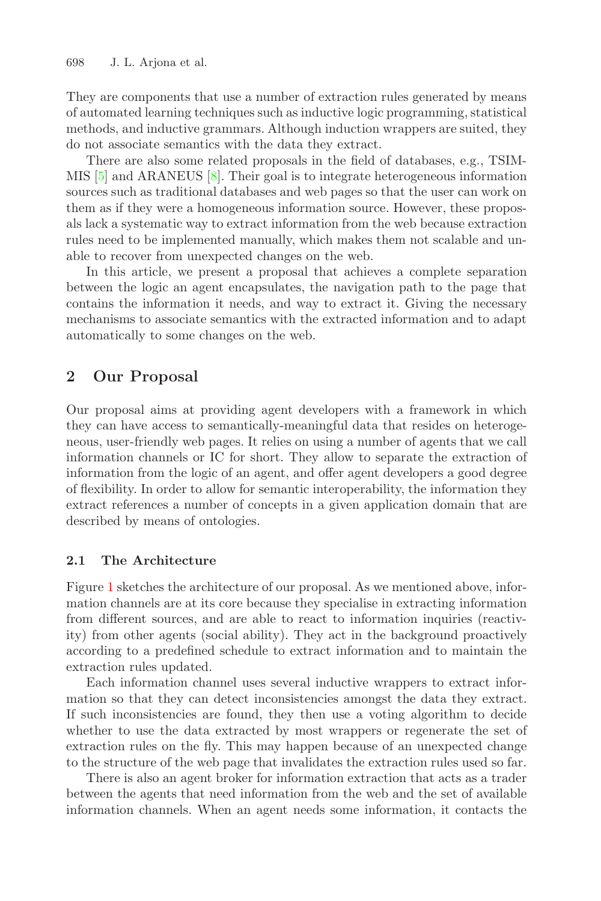They are components that use a number of extraction rules generated by means of automated learning techniques such as inductive logic programming, statistical methods, and inductive grammars. Although induction wrappers are suited, they do not associate semantics with the data they extract.

There are also some related proposals in the field of databases, e.g., TSIMMIS [5] and ARANEUS [8]. Their goal is to integrate heterogeneous information sources such as traditional databases and web pages so that the user can work on them as if they were a homogeneous information source. However, these proposals lack a systematic way to extract information from the web because extraction rules need to be implemented manually, which makes them not scalable and unable to recover from unexpected changes on the web.

In this article, we present a proposal that achieves a complete separation between the logic an agent encapsulates, the navigation path to the page that contains the information it needs, and way to extract it. Giving the necessary mechanisms to associate semantics with the extracted information and to adapt automatically to some changes on the web.

## 2 Our Proposal

Our proposal aims at providing agent developers with a framework in which they can have access to semantically-meaningful data that resides on heterogeneous, user-friendly web pages. It relies on using a number of agents that we call information channels or IC for short. They allow to separate the extraction of information from the logic of an agent, and offer agent developers a good degree of flexibility. In order to allow for semantic interoperability, the information they extract references a number of concepts in a given application domain that are described by means of ontologies.

### 2.1 The Architecture

Figure 1 sketches the architecture of our proposal. As we mentioned above, information channels are at its core because they specialise in extracting information from different sources, and are able to react to information inquiries (reactivity) from other agents (social ability). They act in the background proactively according to a predefined schedule to extract information and to maintain the extraction rules updated.

Each information channel uses several inductive wrappers to extract information so that they can detect inconsistencies amongst the data they extract. If such inconsistencies are found, they then use a voting algorithm to decide whether to use the data extracted by most wrappers or regenerate the set of extraction rules on the fly. This may happen because of an unexpected change to the structure of the web page that invalidates the extraction rules used so far.

There is also an agent broker for information extraction that acts as a trader between the agents that need information from the web and the set of available information channels. When an agent needs some information, it contacts the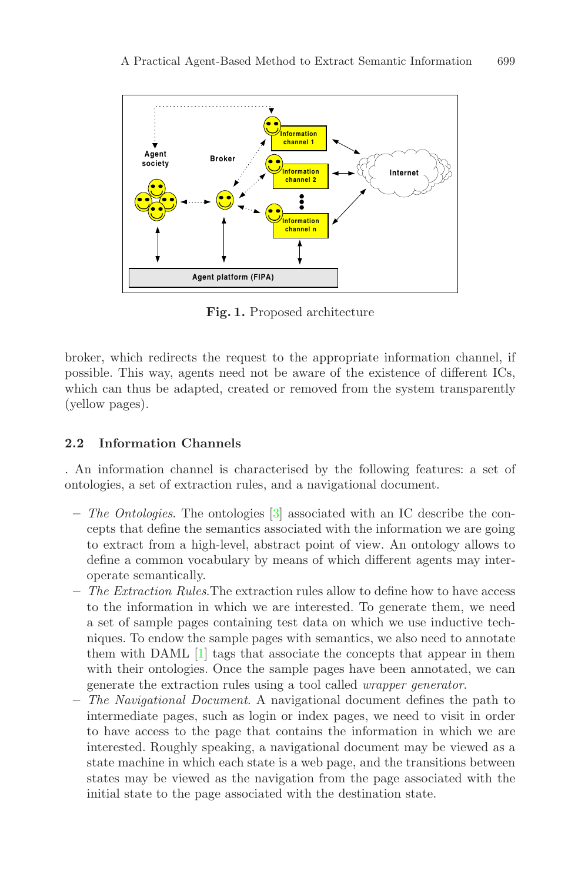**Fig. 1.** Proposed architecture

broker, which redirects the request to the appropriate information channel, if possible. This way, agents need not be aware of the existence of different ICs, which can thus be adapted, created or removed from the system transparently (yellow pages).

### 2.2 Information Channels

. An information channel is characterised by the following features: a set of ontologies, a set of extraction rules, and a navigational document.

- *The Ontologies*. The ontologies [3] associated with an IC describe the concepts that define the semantics associated with the information we are going to extract from a high-level, abstract point of view. An ontology allows to define a common vocabulary by means of which different agents may interoperate semantically.
- *The Extraction Rules*.The extraction rules allow to define how to have access to the information in which we are interested. To generate them, we need a set of sample pages containing test data on which we use inductive techniques. To endow the sample pages with semantics, we also need to annotate them with DAML [1] tags that associate the concepts that appear in them with their ontologies. Once the sample pages have been annotated, we can generate the extraction rules using a tool called *wrapper generator*.
- *The Navigational Document*. A navigational document defines the path to intermediate pages, such as login or index pages, we need to visit in order to have access to the page that contains the information in which we are interested. Roughly speaking, a navigational document may be viewed as a state machine in which each state is a web page, and the transitions between states may be viewed as the navigation from the page associated with the initial state to the page associated with the destination state.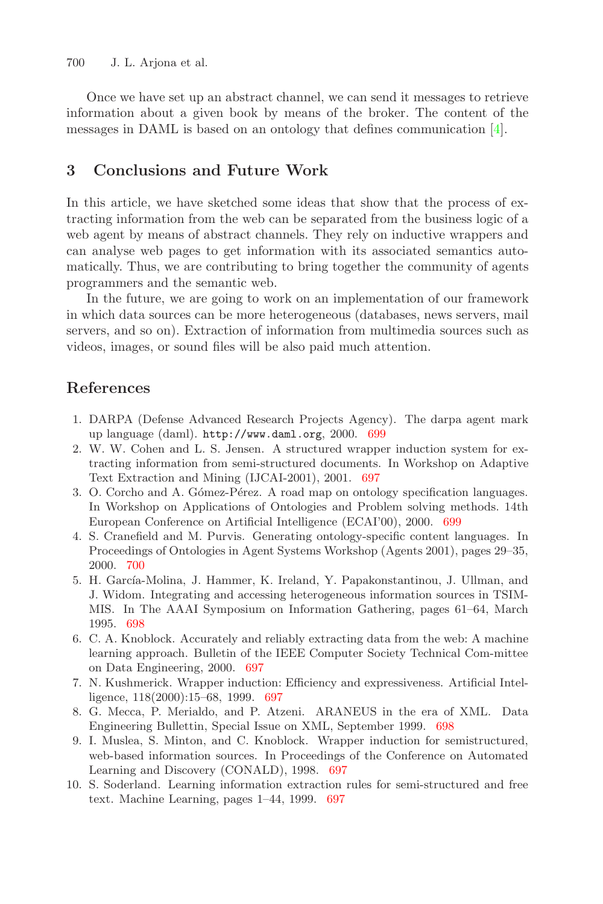Once we have set up an abstract channel, we can send it messages to retrieve information about a given book by means of the broker. The content of the messages in DAML is based on an ontology that defines communication [4].

## 3 Conclusions and Future Work

In this article, we have sketched some ideas that show that the process of extracting information from the web can be separated from the business logic of a web agent by means of abstract channels. They rely on inductive wrappers and can analyse web pages to get information with its associated semantics automatically. Thus, we are contributing to bring together the community of agents programmers and the semantic web.

In the future, we are going to work on an implementation of our framework in which data sources can be more heterogeneous (databases, news servers, mail servers, and so on). Extraction of information from multimedia sources such as videos, images, or sound files will be also paid much attention.

## References

1. DARPA (Defense Advanced Research Projects Agency). The darpa agent mark up language (daml). `http://www.daml.org`, 2000. 699
2. W. W. Cohen and L. S. Jensen. A structured wrapper induction system for extracting information from semi-structured documents. In Workshop on Adaptive Text Extraction and Mining (IJCAI-2001), 2001. 697
3. O. Corcho and A. Gómez-Pérez. A road map on ontology specification languages. In Workshop on Applications of Ontologies and Problem solving methods. 14th European Conference on Artificial Intelligence (ECAI'00), 2000. 699
4. S. Cranefield and M. Purvis. Generating ontology-specific content languages. In Proceedings of Ontologies in Agent Systems Workshop (Agents 2001), pages 29–35, 2000. 700
5. H. García-Molina, J. Hammer, K. Ireland, Y. Papakonstantinou, J. Ullman, and J. Widom. Integrating and accessing heterogeneous information sources in TSIMMIS. In The AAAI Symposium on Information Gathering, pages 61–64, March 1995. 698
6. C. A. Knoblock. Accurately and reliably extracting data from the web: A machine learning approach. Bulletin of the IEEE Computer Society Technical Com-mittee on Data Engineering, 2000. 697
7. N. Kushmerick. Wrapper induction: Efficiency and expressiveness. Artificial Intelligence, 118(2000):15–68, 1999. 697
8. G. Mecca, P. Merialdo, and P. Atzeni. ARANEUS in the era of XML. Data Engineering Bullettin, Special Issue on XML, September 1999. 698
9. I. Muslea, S. Minton, and C. Knoblock. Wrapper induction for semistructured, web-based information sources. In Proceedings of the Conference on Automated Learning and Discovery (CONALD), 1998. 697
10. S. Soderland. Learning information extraction rules for semi-structured and free text. Machine Learning, pages 1–44, 1999. 697